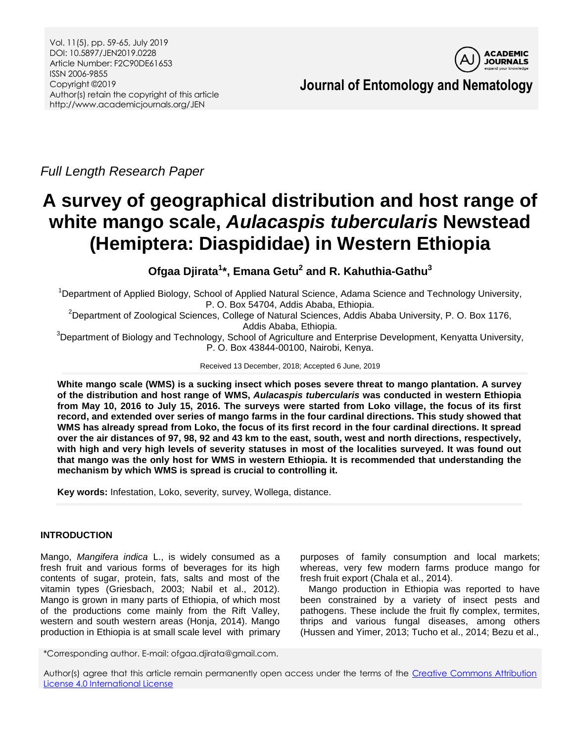*Full Length Research Paper*

# A survey of geographical distribution and host range of white mango scale, *Aulacaspis tubercularis* Newstead (Hemiptera: Diaspididae) in Western Ethiopia

**Ofgaa Djirata[1]\*, Emana Getu[2] and R. Kahuthia-Gathu[3]**

[1]Department of Applied Biology, School of Applied Natural Science, Adama Science and Technology University, P. O. Box 54704, Addis Ababa, Ethiopia.

[2]Department of Zoological Sciences, College of Natural Sciences, Addis Ababa University, P. O. Box 1176, Addis Ababa, Ethiopia.

[3]Department of Biology and Technology, School of Agriculture and Enterprise Development, Kenyatta University, P. O. Box 43844-00100, Nairobi, Kenya.

Received 13 December, 2018; Accepted 6 June, 2019

**White mango scale (WMS) is a sucking insect which poses severe threat to mango plantation. A survey of the distribution and host range of WMS, *Aulacaspis tubercularis* was conducted in western Ethiopia from May 10, 2016 to July 15, 2016. The surveys were started from Loko village, the focus of its first record, and extended over series of mango farms in the four cardinal directions. This study showed that WMS has already spread from Loko, the focus of its first record in the four cardinal directions. It spread over the air distances of 97, 98, 92 and 43 km to the east, south, west and north directions, respectively, with high and very high levels of severity statuses in most of the localities surveyed. It was found out that mango was the only host for WMS in western Ethiopia. It is recommended that understanding the mechanism by which WMS is spread is crucial to controlling it.**

**Key words:** Infestation, Loko, severity, survey, Wollega, distance.

## INTRODUCTION

Mango, *Mangifera indica* L., is widely consumed as a fresh fruit and various forms of beverages for its high contents of sugar, protein, fats, salts and most of the vitamin types (Griesbach, 2003; Nabil et al., 2012). Mango is grown in many parts of Ethiopia, of which most of the productions come mainly from the Rift Valley, western and south western areas (Honja, 2014). Mango production in Ethiopia is at small scale level with primary purposes of family consumption and local markets; whereas, very few modern farms produce mango for fresh fruit export (Chala et al., 2014).

Mango production in Ethiopia was reported to have been constrained by a variety of insect pests and pathogens. These include the fruit fly complex, termites, thrips and various fungal diseases, among others (Hussen and Yimer, 2013; Tucho et al., 2014; Bezu et al.,

\*Corresponding author. E-mail: ofgaa.djirata@gmail.com.

Author(s) agree that this article remain permanently open access under the terms of the Creative Commons Attribution License 4.0 International License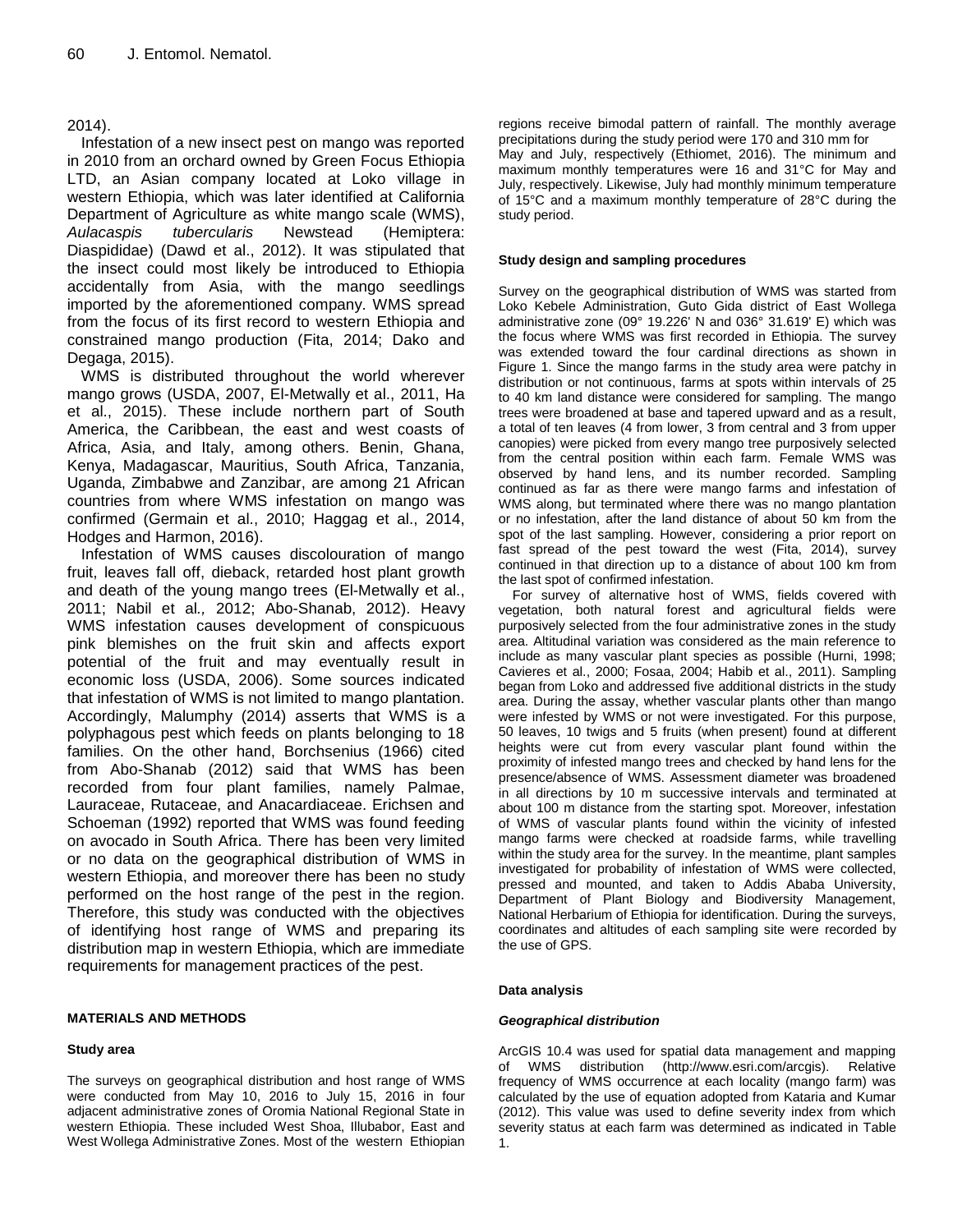2014).

Infestation of a new insect pest on mango was reported in 2010 from an orchard owned by Green Focus Ethiopia LTD, an Asian company located at Loko village in western Ethiopia, which was later identified at California Department of Agriculture as white mango scale (WMS), *Aulacaspis tubercularis* Newstead (Hemiptera: Diaspididae) (Dawd et al., 2012). It was stipulated that the insect could most likely be introduced to Ethiopia accidentally from Asia, with the mango seedlings imported by the aforementioned company. WMS spread from the focus of its first record to western Ethiopia and constrained mango production (Fita, 2014; Dako and Degaga, 2015).

WMS is distributed throughout the world wherever mango grows (USDA, 2007, El-Metwally et al., 2011, Ha et al., 2015). These include northern part of South America, the Caribbean, the east and west coasts of Africa, Asia, and Italy, among others. Benin, Ghana, Kenya, Madagascar, Mauritius, South Africa, Tanzania, Uganda, Zimbabwe and Zanzibar, are among 21 African countries from where WMS infestation on mango was confirmed (Germain et al., 2010; Haggag et al., 2014, Hodges and Harmon, 2016).

Infestation of WMS causes discolouration of mango fruit, leaves fall off, dieback, retarded host plant growth and death of the young mango trees (El-Metwally et al., 2011; Nabil et al*.,* 2012; Abo-Shanab, 2012). Heavy WMS infestation causes development of conspicuous pink blemishes on the fruit skin and affects export potential of the fruit and may eventually result in economic loss (USDA, 2006). Some sources indicated that infestation of WMS is not limited to mango plantation. Accordingly, Malumphy (2014) asserts that WMS is a polyphagous pest which feeds on plants belonging to 18 families. On the other hand, Borchsenius (1966) cited from Abo-Shanab (2012) said that WMS has been recorded from four plant families, namely Palmae, Lauraceae, Rutaceae, and Anacardiaceae. Erichsen and Schoeman (1992) reported that WMS was found feeding on avocado in South Africa. There has been very limited or no data on the geographical distribution of WMS in western Ethiopia, and moreover there has been no study performed on the host range of the pest in the region. Therefore, this study was conducted with the objectives of identifying host range of WMS and preparing its distribution map in western Ethiopia, which are immediate requirements for management practices of the pest.

## MATERIALS AND METHODS

### Study area

The surveys on geographical distribution and host range of WMS were conducted from May 10, 2016 to July 15, 2016 in four adjacent administrative zones of Oromia National Regional State in western Ethiopia. These included West Shoa, Illubabor, East and West Wollega Administrative Zones. Most of the western Ethiopian regions receive bimodal pattern of rainfall. The monthly average precipitations during the study period were 170 and 310 mm for May and July, respectively (Ethiomet, 2016). The minimum and maximum monthly temperatures were 16 and 31°C for May and July, respectively. Likewise, July had monthly minimum temperature of 15°C and a maximum monthly temperature of 28°C during the study period.

### Study design and sampling procedures

Survey on the geographical distribution of WMS was started from Loko Kebele Administration, Guto Gida district of East Wollega administrative zone (09° 19.226' N and 036° 31.619' E) which was the focus where WMS was first recorded in Ethiopia. The survey was extended toward the four cardinal directions as shown in Figure 1. Since the mango farms in the study area were patchy in distribution or not continuous, farms at spots within intervals of 25 to 40 km land distance were considered for sampling. The mango trees were broadened at base and tapered upward and as a result, a total of ten leaves (4 from lower, 3 from central and 3 from upper canopies) were picked from every mango tree purposively selected from the central position within each farm. Female WMS was observed by hand lens, and its number recorded. Sampling continued as far as there were mango farms and infestation of WMS along, but terminated where there was no mango plantation or no infestation, after the land distance of about 50 km from the spot of the last sampling. However, considering a prior report on fast spread of the pest toward the west (Fita, 2014), survey continued in that direction up to a distance of about 100 km from the last spot of confirmed infestation.

For survey of alternative host of WMS, fields covered with vegetation, both natural forest and agricultural fields were purposively selected from the four administrative zones in the study area. Altitudinal variation was considered as the main reference to include as many vascular plant species as possible (Hurni, 1998; Cavieres et al., 2000; Fosaa, 2004; Habib et al., 2011). Sampling began from Loko and addressed five additional districts in the study area. During the assay, whether vascular plants other than mango were infested by WMS or not were investigated. For this purpose, 50 leaves, 10 twigs and 5 fruits (when present) found at different heights were cut from every vascular plant found within the proximity of infested mango trees and checked by hand lens for the presence/absence of WMS. Assessment diameter was broadened in all directions by 10 m successive intervals and terminated at about 100 m distance from the starting spot. Moreover, infestation of WMS of vascular plants found within the vicinity of infested mango farms were checked at roadside farms, while travelling within the study area for the survey. In the meantime, plant samples investigated for probability of infestation of WMS were collected, pressed and mounted, and taken to Addis Ababa University, Department of Plant Biology and Biodiversity Management, National Herbarium of Ethiopia for identification. During the surveys, coordinates and altitudes of each sampling site were recorded by the use of GPS.

### Data analysis

#### *Geographical distribution*

ArcGIS 10.4 was used for spatial data management and mapping of WMS distribution (http://www.esri.com/arcgis). Relative frequency of WMS occurrence at each locality (mango farm) was calculated by the use of equation adopted from Kataria and Kumar (2012). This value was used to define severity index from which severity status at each farm was determined as indicated in Table 1.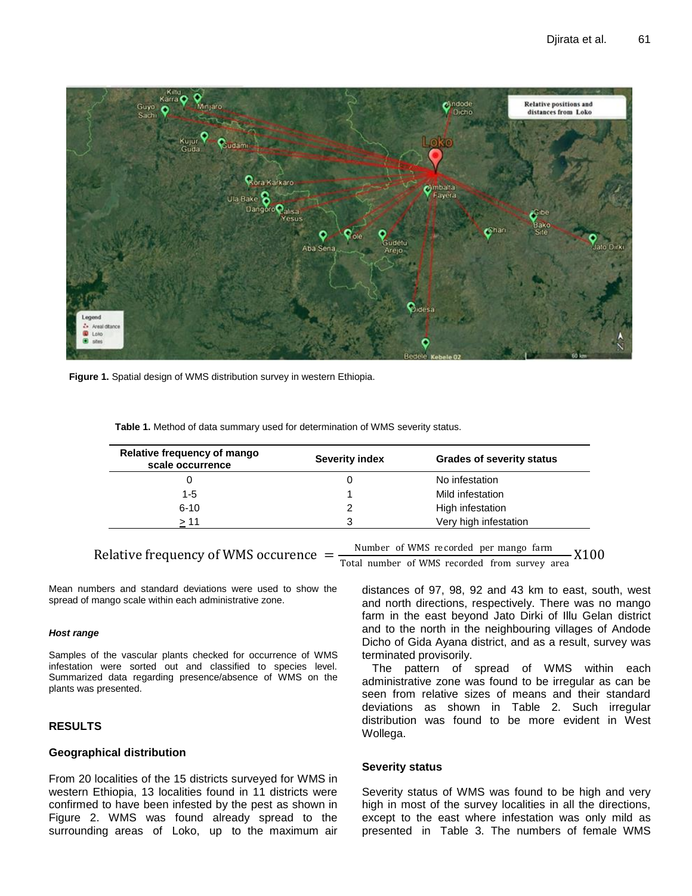**Figure 1.** Spatial design of WMS distribution survey in western Ethiopia.

**Table 1.** Method of data summary used for determination of WMS severity status.

| Relative frequency of mango scale occurrence | Severity index | Grades of severity status |
|---|---|---|
| 0 | 0 | No infestation |
| 1-5 | 1 | Mild infestation |
| 6-10 | 2 | High infestation |
| ≥ 11 | 3 | Very high infestation |

$$\text{Relative frequency of WMS occurence} = \frac{\text{Number of WMS recorded per mango farm}}{\text{Total number of WMS recorded from survey area}} \text{X}100$$

Mean numbers and standard deviations were used to show the spread of mango scale within each administrative zone.

#### *Host range*

Samples of the vascular plants checked for occurrence of WMS infestation were sorted out and classified to species level. Summarized data regarding presence/absence of WMS on the plants was presented.

## RESULTS

### Geographical distribution

From 20 localities of the 15 districts surveyed for WMS in western Ethiopia, 13 localities found in 11 districts were confirmed to have been infested by the pest as shown in Figure 2. WMS was found already spread to the surrounding areas of Loko, up to the maximum air distances of 97, 98, 92 and 43 km to east, south, west and north directions, respectively. There was no mango farm in the east beyond Jato Dirki of Illu Gelan district and to the north in the neighbouring villages of Andode Dicho of Gida Ayana district, and as a result, survey was terminated provisorily.

The pattern of spread of WMS within each administrative zone was found to be irregular as can be seen from relative sizes of means and their standard deviations as shown in Table 2. Such irregular distribution was found to be more evident in West Wollega.

### Severity status

Severity status of WMS was found to be high and very high in most of the survey localities in all the directions, except to the east where infestation was only mild as presented in Table 3. The numbers of female WMS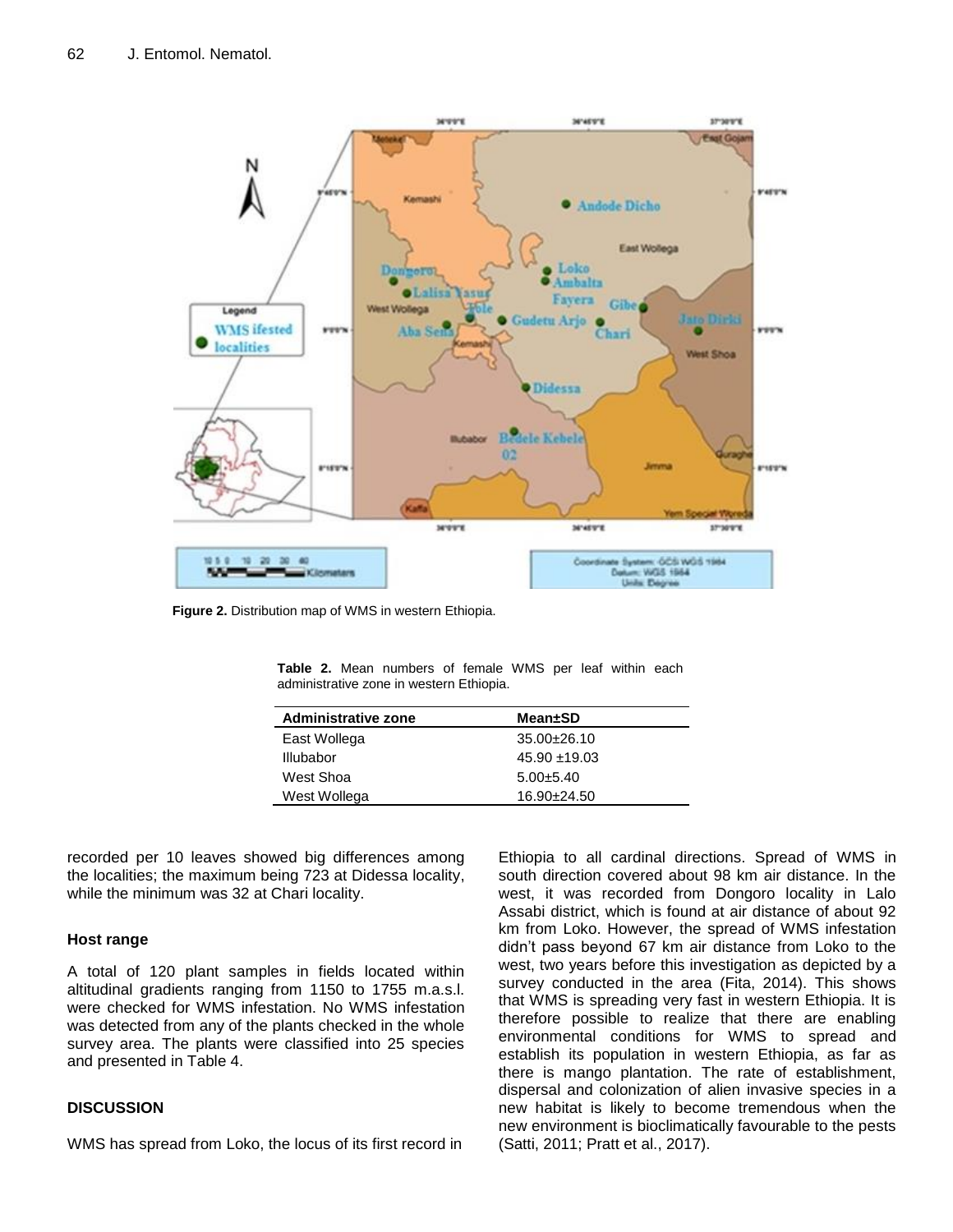Figure 2. Distribution map of WMS in western Ethiopia.

**Table 2.** Mean numbers of female WMS per leaf within each administrative zone in western Ethiopia.

| Administrative zone | Mean±SD |
|---|---|
| East Wollega | 35.00±26.10 |
| Illubabor | 45.90 ±19.03 |
| West Shoa | 5.00±5.40 |
| West Wollega | 16.90±24.50 |

recorded per 10 leaves showed big differences among the localities; the maximum being 723 at Didessa locality, while the minimum was 32 at Chari locality.

### Host range

A total of 120 plant samples in fields located within altitudinal gradients ranging from 1150 to 1755 m.a.s.l. were checked for WMS infestation. No WMS infestation was detected from any of the plants checked in the whole survey area. The plants were classified into 25 species and presented in Table 4.

## DISCUSSION

WMS has spread from Loko, the locus of its first record in Ethiopia to all cardinal directions. Spread of WMS in south direction covered about 98 km air distance. In the west, it was recorded from Dongoro locality in Lalo Assabi district, which is found at air distance of about 92 km from Loko. However, the spread of WMS infestation didn't pass beyond 67 km air distance from Loko to the west, two years before this investigation as depicted by a survey conducted in the area (Fita, 2014). This shows that WMS is spreading very fast in western Ethiopia. It is therefore possible to realize that there are enabling environmental conditions for WMS to spread and establish its population in western Ethiopia, as far as there is mango plantation. The rate of establishment, dispersal and colonization of alien invasive species in a new habitat is likely to become tremendous when the new environment is bioclimatically favourable to the pests (Satti, 2011; Pratt et al., 2017).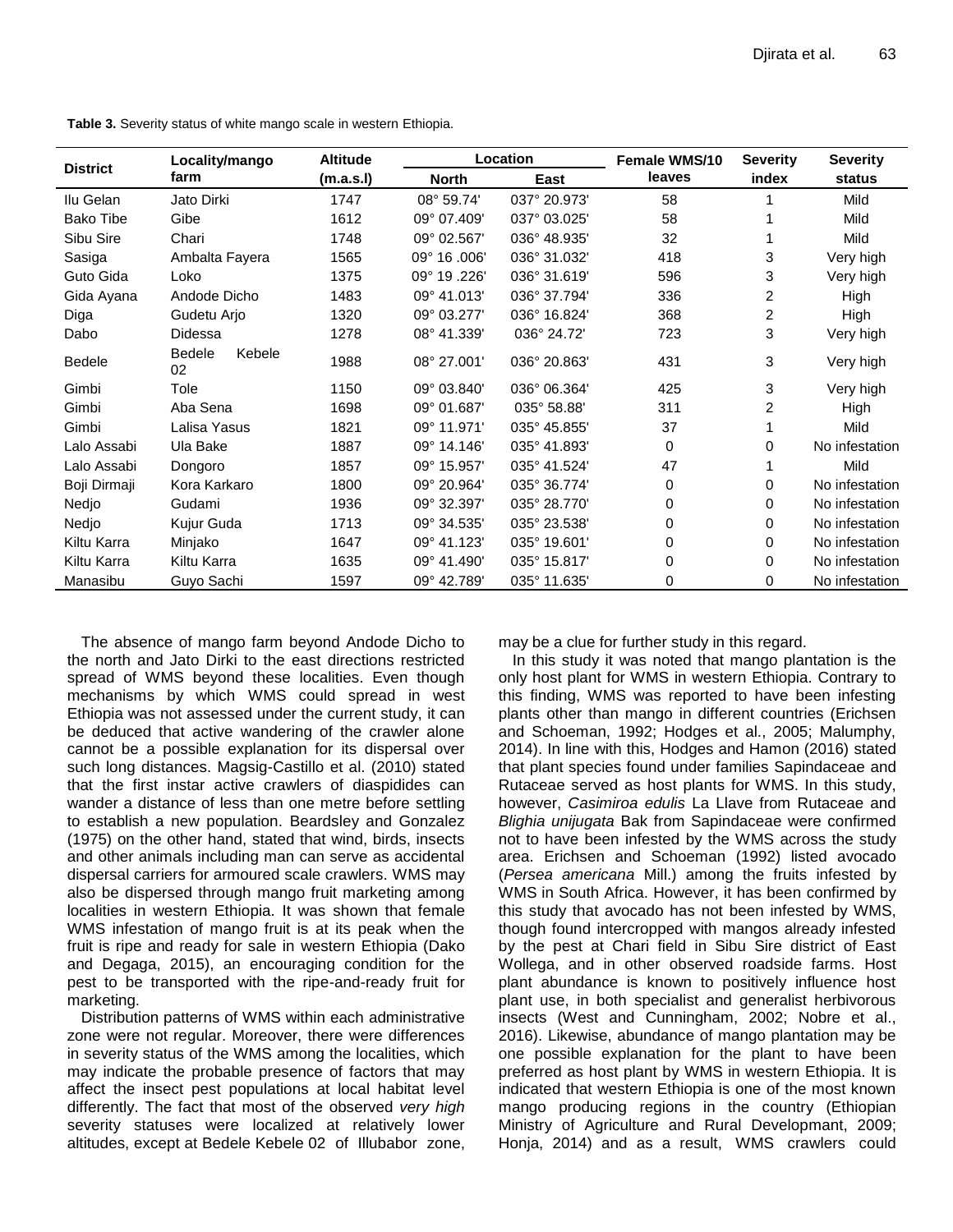**Table 3.** Severity status of white mango scale in western Ethiopia.

| District | Locality/mango farm | Altitude (m.a.s.l) | Location | | Female WMS/10 leaves | Severity index | Severity status |
|---|---|---|---|---|---|---|---|
| | | | North | East | | | |
| Ilu Gelan | Jato Dirki | 1747 | 08° 59.74' | 037° 20.973' | 58 | 1 | Mild |
| Bako Tibe | Gibe | 1612 | 09° 07.409' | 037° 03.025' | 58 | 1 | Mild |
| Sibu Sire | Chari | 1748 | 09° 02.567' | 036° 48.935' | 32 | 1 | Mild |
| Sasiga | Ambalta Fayera | 1565 | 09° 16 .006' | 036° 31.032' | 418 | 3 | Very high |
| Guto Gida | Loko | 1375 | 09° 19 .226' | 036° 31.619' | 596 | 3 | Very high |
| Gida Ayana | Andode Dicho | 1483 | 09° 41.013' | 036° 37.794' | 336 | 2 | High |
| Diga | Gudetu Arjo | 1320 | 09° 03.277' | 036° 16.824' | 368 | 2 | High |
| Dabo | Didessa | 1278 | 08° 41.339' | 036° 24.72' | 723 | 3 | Very high |
| Bedele | Bedele Kebele 02 | 1988 | 08° 27.001' | 036° 20.863' | 431 | 3 | Very high |
| Gimbi | Tole | 1150 | 09° 03.840' | 036° 06.364' | 425 | 3 | Very high |
| Gimbi | Aba Sena | 1698 | 09° 01.687' | 035° 58.88' | 311 | 2 | High |
| Gimbi | Lalisa Yasus | 1821 | 09° 11.971' | 035° 45.855' | 37 | 1 | Mild |
| Lalo Assabi | Ula Bake | 1887 | 09° 14.146' | 035° 41.893' | 0 | 0 | No infestation |
| Lalo Assabi | Dongoro | 1857 | 09° 15.957' | 035° 41.524' | 47 | 1 | Mild |
| Boji Dirmaji | Kora Karkaro | 1800 | 09° 20.964' | 035° 36.774' | 0 | 0 | No infestation |
| Nedjo | Gudami | 1936 | 09° 32.397' | 035° 28.770' | 0 | 0 | No infestation |
| Nedjo | Kujur Guda | 1713 | 09° 34.535' | 035° 23.538' | 0 | 0 | No infestation |
| Kiltu Karra | Minjako | 1647 | 09° 41.123' | 035° 19.601' | 0 | 0 | No infestation |
| Kiltu Karra | Kiltu Karra | 1635 | 09° 41.490' | 035° 15.817' | 0 | 0 | No infestation |
| Manasibu | Guyo Sachi | 1597 | 09° 42.789' | 035° 11.635' | 0 | 0 | No infestation |

The absence of mango farm beyond Andode Dicho to the north and Jato Dirki to the east directions restricted spread of WMS beyond these localities. Even though mechanisms by which WMS could spread in west Ethiopia was not assessed under the current study, it can be deduced that active wandering of the crawler alone cannot be a possible explanation for its dispersal over such long distances. Magsig-Castillo et al. (2010) stated that the first instar active crawlers of diaspidides can wander a distance of less than one metre before settling to establish a new population. Beardsley and Gonzalez (1975) on the other hand, stated that wind, birds, insects and other animals including man can serve as accidental dispersal carriers for armoured scale crawlers. WMS may also be dispersed through mango fruit marketing among localities in western Ethiopia. It was shown that female WMS infestation of mango fruit is at its peak when the fruit is ripe and ready for sale in western Ethiopia (Dako and Degaga, 2015), an encouraging condition for the pest to be transported with the ripe-and-ready fruit for marketing.

Distribution patterns of WMS within each administrative zone were not regular. Moreover, there were differences in severity status of the WMS among the localities, which may indicate the probable presence of factors that may affect the insect pest populations at local habitat level differently. The fact that most of the observed *very high* severity statuses were localized at relatively lower altitudes, except at Bedele Kebele 02 of Illubabor zone, may be a clue for further study in this regard.

In this study it was noted that mango plantation is the only host plant for WMS in western Ethiopia. Contrary to this finding, WMS was reported to have been infesting plants other than mango in different countries (Erichsen and Schoeman, 1992; Hodges et al., 2005; Malumphy, 2014). In line with this, Hodges and Hamon (2016) stated that plant species found under families Sapindaceae and Rutaceae served as host plants for WMS. In this study, however, *Casimiroa edulis* La Llave from Rutaceae and *Blighia unijugata* Bak from Sapindaceae were confirmed not to have been infested by the WMS across the study area. Erichsen and Schoeman (1992) listed avocado (*Persea americana* Mill.) among the fruits infested by WMS in South Africa. However, it has been confirmed by this study that avocado has not been infested by WMS, though found intercropped with mangos already infested by the pest at Chari field in Sibu Sire district of East Wollega, and in other observed roadside farms. Host plant abundance is known to positively influence host plant use, in both specialist and generalist herbivorous insects (West and Cunningham, 2002; Nobre et al., 2016). Likewise, abundance of mango plantation may be one possible explanation for the plant to have been preferred as host plant by WMS in western Ethiopia. It is indicated that western Ethiopia is one of the most known mango producing regions in the country (Ethiopian Ministry of Agriculture and Rural Developmant, 2009; Honja, 2014) and as a result, WMS crawlers could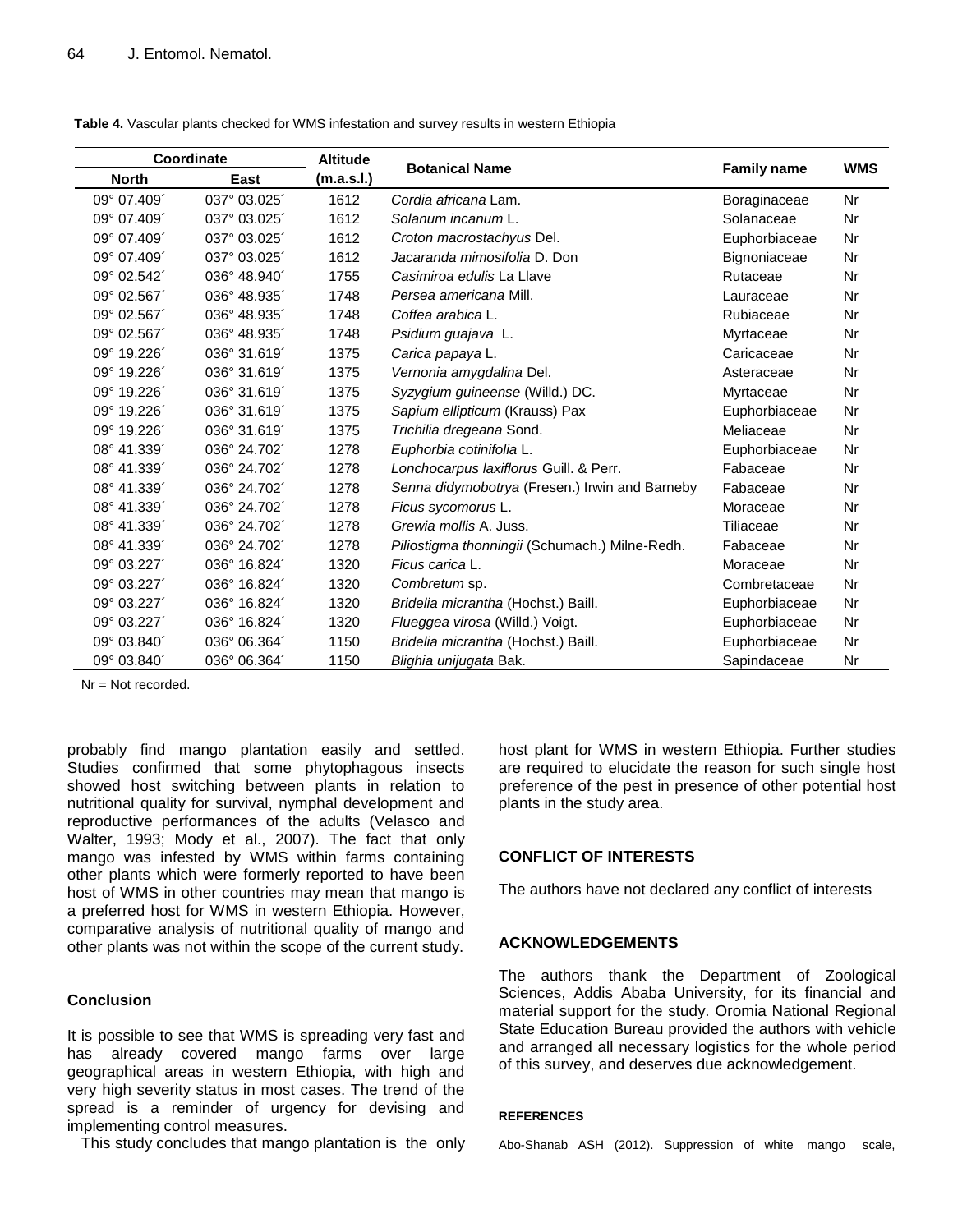**Table 4.** Vascular plants checked for WMS infestation and survey results in western Ethiopia

| Coordinate | | Altitude | Botanical Name | Family name | WMS |
|---|---|---|---|---|---|
| North | East | (m.a.s.l.) | | | |
| 09° 07.409´ | 037° 03.025´ | 1612 | *Cordia africana* Lam. | Boraginaceae | Nr |
| 09° 07.409´ | 037° 03.025´ | 1612 | *Solanum incanum* L. | Solanaceae | Nr |
| 09° 07.409´ | 037° 03.025´ | 1612 | *Croton macrostachyus* Del. | Euphorbiaceae | Nr |
| 09° 07.409´ | 037° 03.025´ | 1612 | *Jacaranda mimosifolia* D. Don | Bignoniaceae | Nr |
| 09° 02.542´ | 036° 48.940´ | 1755 | *Casimiroa edulis* La Llave | Rutaceae | Nr |
| 09° 02.567´ | 036° 48.935´ | 1748 | *Persea americana* Mill. | Lauraceae | Nr |
| 09° 02.567´ | 036° 48.935´ | 1748 | *Coffea arabica* L. | Rubiaceae | Nr |
| 09° 02.567´ | 036° 48.935´ | 1748 | *Psidium guajava* L. | Myrtaceae | Nr |
| 09° 19.226´ | 036° 31.619´ | 1375 | *Carica papaya* L. | Caricaceae | Nr |
| 09° 19.226´ | 036° 31.619´ | 1375 | *Vernonia amygdalina* Del. | Asteraceae | Nr |
| 09° 19.226´ | 036° 31.619´ | 1375 | *Syzygium guineense* (Willd.) DC. | Myrtaceae | Nr |
| 09° 19.226´ | 036° 31.619´ | 1375 | *Sapium ellipticum* (Krauss) Pax | Euphorbiaceae | Nr |
| 09° 19.226´ | 036° 31.619´ | 1375 | *Trichilia dregeana* Sond. | Meliaceae | Nr |
| 08° 41.339´ | 036° 24.702´ | 1278 | *Euphorbia cotinifolia* L. | Euphorbiaceae | Nr |
| 08° 41.339´ | 036° 24.702´ | 1278 | *Lonchocarpus laxiflorus* Guill. & Perr. | Fabaceae | Nr |
| 08° 41.339´ | 036° 24.702´ | 1278 | *Senna didymobotrya* (Fresen.) Irwin and Barneby | Fabaceae | Nr |
| 08° 41.339´ | 036° 24.702´ | 1278 | *Ficus sycomorus* L. | Moraceae | Nr |
| 08° 41.339´ | 036° 24.702´ | 1278 | *Grewia mollis* A. Juss. | Tiliaceae | Nr |
| 08° 41.339´ | 036° 24.702´ | 1278 | *Piliostigma thonningii* (Schumach.) Milne-Redh. | Fabaceae | Nr |
| 09° 03.227´ | 036° 16.824´ | 1320 | *Ficus carica* L. | Moraceae | Nr |
| 09° 03.227´ | 036° 16.824´ | 1320 | *Combretum* sp. | Combretaceae | Nr |
| 09° 03.227´ | 036° 16.824´ | 1320 | *Bridelia micrantha* (Hochst.) Baill. | Euphorbiaceae | Nr |
| 09° 03.227´ | 036° 16.824´ | 1320 | *Flueggea virosa* (Willd.) Voigt. | Euphorbiaceae | Nr |
| 09° 03.840´ | 036° 06.364´ | 1150 | *Bridelia micrantha* (Hochst.) Baill. | Euphorbiaceae | Nr |
| 09° 03.840´ | 036° 06.364´ | 1150 | *Blighia unijugata* Bak. | Sapindaceae | Nr |

Nr = Not recorded.

probably find mango plantation easily and settled. Studies confirmed that some phytophagous insects showed host switching between plants in relation to nutritional quality for survival, nymphal development and reproductive performances of the adults (Velasco and Walter, 1993; Mody et al., 2007). The fact that only mango was infested by WMS within farms containing other plants which were formerly reported to have been host of WMS in other countries may mean that mango is a preferred host for WMS in western Ethiopia. However, comparative analysis of nutritional quality of mango and other plants was not within the scope of the current study.

## Conclusion

It is possible to see that WMS is spreading very fast and has already covered mango farms over large geographical areas in western Ethiopia, with high and very high severity status in most cases. The trend of the spread is a reminder of urgency for devising and implementing control measures.

This study concludes that mango plantation is the only host plant for WMS in western Ethiopia. Further studies are required to elucidate the reason for such single host preference of the pest in presence of other potential host plants in the study area.

## CONFLICT OF INTERESTS

The authors have not declared any conflict of interests

## ACKNOWLEDGEMENTS

The authors thank the Department of Zoological Sciences, Addis Ababa University, for its financial and material support for the study. Oromia National Regional State Education Bureau provided the authors with vehicle and arranged all necessary logistics for the whole period of this survey, and deserves due acknowledgement.

## REFERENCES

Abo-Shanab ASH (2012). Suppression of white mango scale,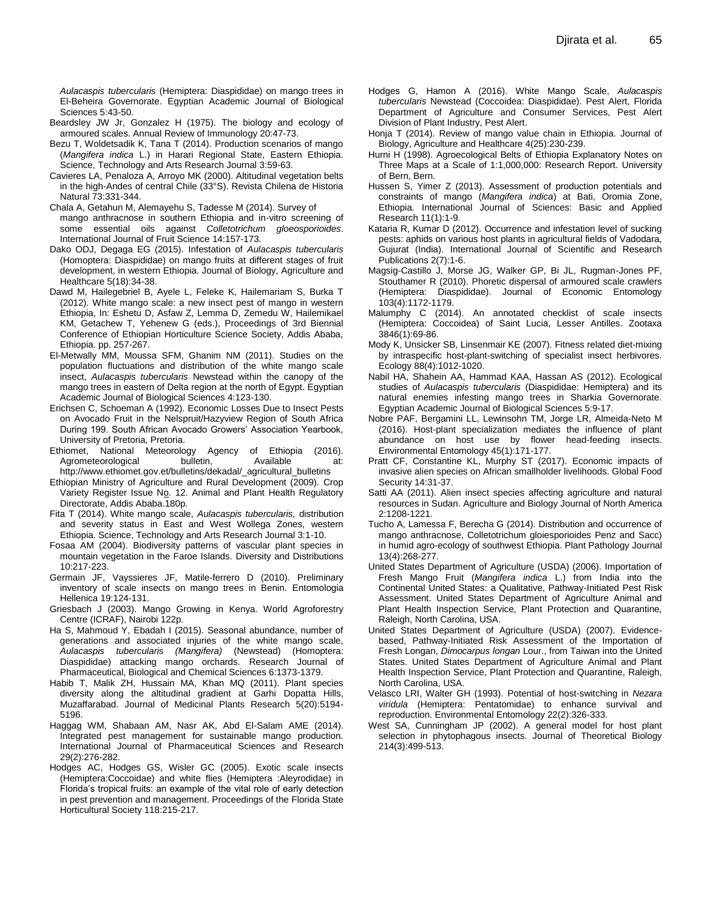*Aulacaspis tubercularis* (Hemiptera: Diaspididae) on mango trees in El-Beheira Governorate. Egyptian Academic Journal of Biological Sciences 5:43-50.

Beardsley JW Jr, Gonzalez H (1975). The biology and ecology of armoured scales. Annual Review of Immunology 20:47-73.

Bezu T, Woldetsadik K, Tana T (2014). Production scenarios of mango (*Mangifera indica* L.) in Harari Regional State, Eastern Ethiopia. Science, Technology and Arts Research Journal 3:59-63.

Cavieres LA, Penaloza A, Arroyo MK (2000). Altitudinal vegetation belts in the high-Andes of central Chile (33°S). Revista Chilena de Historia Natural 73:331-344.

Chala A, Getahun M, Alemayehu S, Tadesse M (2014). Survey of mango anthracnose in southern Ethiopia and in-vitro screening of some essential oils against *Colletotrichum gloeosporioides*. International Journal of Fruit Science 14:157-173.

Dako ODJ, Degaga EG (2015). Infestation of *Aulacaspis tubercularis* (Homoptera: Diaspididae) on mango fruits at different stages of fruit development, in western Ethiopia. Journal of Biology, Agriculture and Healthcare 5(18):34-38.

Dawd M, Hailegebriel B, Ayele L, Feleke K, Hailemariam S, Burka T (2012). White mango scale: a new insect pest of mango in western Ethiopia, In: Eshetu D, Asfaw Z, Lemma D, Zemedu W, Hailemikael KM, Getachew T, Yehenew G (eds.), Proceedings of 3rd Biennial Conference of Ethiopian Horticulture Science Society, Addis Ababa, Ethiopia. pp. 257-267.

El-Metwally MM, Moussa SFM, Ghanim NM (2011). Studies on the population fluctuations and distribution of the white mango scale insect, *Aulacaspis tubercularis* Newstead within the canopy of the mango trees in eastern of Delta region at the north of Egypt. Egyptian Academic Journal of Biological Sciences 4:123-130.

Erichsen C, Schoeman A (1992). Economic Losses Due to Insect Pests on Avocado Fruit in the Nelspruit/Hazyview Region of South Africa During 199. South African Avocado Growers' Association Yearbook, University of Pretoria, Pretoria.

Ethiomet, National Meteorology Agency of Ethiopia (2016). Agrometeorological bulletin, Available at: http://www.ethiomet.gov.et/bulletins/dekadal/_agricultural_bulletins

Ethiopian Ministry of Agriculture and Rural Development (2009). Crop Variety Register Issue No. 12. Animal and Plant Health Regulatory Directorate, Addis Ababa.180p.

Fita T (2014). White mango scale, *Aulacaspis tubercularis,* distribution and severity status in East and West Wollega Zones, western Ethiopia. Science, Technology and Arts Research Journal 3:1-10.

Fosaa AM (2004). Biodiversity patterns of vascular plant species in mountain vegetation in the Faroe Islands. Diversity and Distributions 10:217-223.

Germain JF, Vayssieres JF, Matile-ferrero D (2010). Preliminary inventory of scale insects on mango trees in Benin. Entomologia Hellenica 19:124-131.

Griesbach J (2003). Mango Growing in Kenya. World Agroforestry Centre (ICRAF), Nairobi 122p.

Ha S, Mahmoud Y, Ebadah I (2015). Seasonal abundance, number of generations and associated injuries of the white mango scale, *Aulacaspis tubercularis (Mangifera)* (Newstead) (Homoptera: Diaspididae) attacking mango orchards. Research Journal of Pharmaceutical, Biological and Chemical Sciences 6:1373-1379.

Habib T, Malik ZH, Hussain MA, Khan MQ (2011). Plant species diversity along the altitudinal gradient at Garhi Dopatta Hills, Muzaffarabad. Journal of Medicinal Plants Research 5(20):5194-5196.

Haggag WM, Shabaan AM, Nasr AK, Abd El-Salam AME (2014). Integrated pest management for sustainable mango production. International Journal of Pharmaceutical Sciences and Research 29(2):276-282.

Hodges AC, Hodges GS, Wisler GC (2005). Exotic scale insects (Hemiptera:Coccoidae) and white flies (Hemiptera :Aleyrodidae) in Florida's tropical fruits: an example of the vital role of early detection in pest prevention and management. Proceedings of the Florida State Horticultural Society 118:215-217.

Hodges G, Hamon A (2016). White Mango Scale, *Aulacaspis tubercularis* Newstead (Coccoidea: Diaspididae). Pest Alert, Florida Department of Agriculture and Consumer Services, Pest Alert Division of Plant Industry, Pest Alert.

Honja T (2014). Review of mango value chain in Ethiopia. Journal of Biology, Agriculture and Healthcare 4(25):230-239.

Hurni H (1998). Agroecological Belts of Ethiopia Explanatory Notes on Three Maps at a Scale of 1:1,000,000: Research Report. University of Bern, Bern.

Hussen S, Yimer Z (2013). Assessment of production potentials and constraints of mango (*Mangifera indica*) at Bati, Oromia Zone, Ethiopia. International Journal of Sciences: Basic and Applied Research 11(1):1-9.

Kataria R, Kumar D (2012). Occurrence and infestation level of sucking pests: aphids on various host plants in agricultural fields of Vadodara, Gujurat (India). International Journal of Scientific and Research Publications 2(7):1-6.

Magsig-Castillo J, Morse JG, Walker GP, Bi JL, Rugman-Jones PF, Stouthamer R (2010). Phoretic dispersal of armoured scale crawlers (Hemiptera: Diaspididae). Journal of Economic Entomology 103(4):1172-1179.

Malumphy C (2014). An annotated checklist of scale insects (Hemiptera: Coccoidea) of Saint Lucia, Lesser Antilles. Zootaxa 3846(1):69-86.

Mody K, Unsicker SB, Linsenmair KE (2007). Fitness related diet-mixing by intraspecific host-plant-switching of specialist insect herbivores. Ecology 88(4):1012-1020.

Nabil HA, Shahein AA, Hammad KAA, Hassan AS (2012). Ecological studies of *Aulacaspis tubercularis* (Diaspididae: Hemiptera) and its natural enemies infesting mango trees in Sharkia Governorate. Egyptian Academic Journal of Biological Sciences 5:9-17.

Nobre PAF, Bergamini LL, Lewinsohn TM, Jorge LR, Almeida-Neto M (2016). Host-plant specialization mediates the influence of plant abundance on host use by flower head-feeding insects. Environmental Entomology 45(1):171-177.

Pratt CF, Constantine KL, Murphy ST (2017). Economic impacts of invasive alien species on African smallholder livelihoods. Global Food Security 14:31-37.

Satti AA (2011). Alien insect species affecting agriculture and natural resources in Sudan. Agriculture and Biology Journal of North America 2:1208-1221.

Tucho A, Lamessa F, Berecha G (2014). Distribution and occurrence of mango anthracnose, Colletotrichum gloiesporioides Penz and Sacc) in humid agro-ecology of southwest Ethiopia. Plant Pathology Journal 13(4):268-277.

United States Department of Agriculture (USDA) (2006). Importation of Fresh Mango Fruit (*Mangifera indica* L.) from India into the Continental United States: a Qualitative, Pathway-Initiated Pest Risk Assessment. United States Department of Agriculture Animal and Plant Health Inspection Service, Plant Protection and Quarantine, Raleigh, North Carolina, USA.

United States Department of Agriculture (USDA) (2007). Evidence-based, Pathway-Initiated Risk Assessment of the Importation of Fresh Longan, *Dimocarpus longan* Lour., from Taiwan into the United States. United States Department of Agriculture Animal and Plant Health Inspection Service, Plant Protection and Quarantine, Raleigh, North Carolina, USA.

Velasco LRI, Walter GH (1993). Potential of host-switching in *Nezara viridula* (Hemiptera: Pentatomidae) to enhance survival and reproduction. Environmental Entomology 22(2):326-333.

West SA, Cunningham JP (2002). A general model for host plant selection in phytophagous insects. Journal of Theoretical Biology 214(3):499-513.